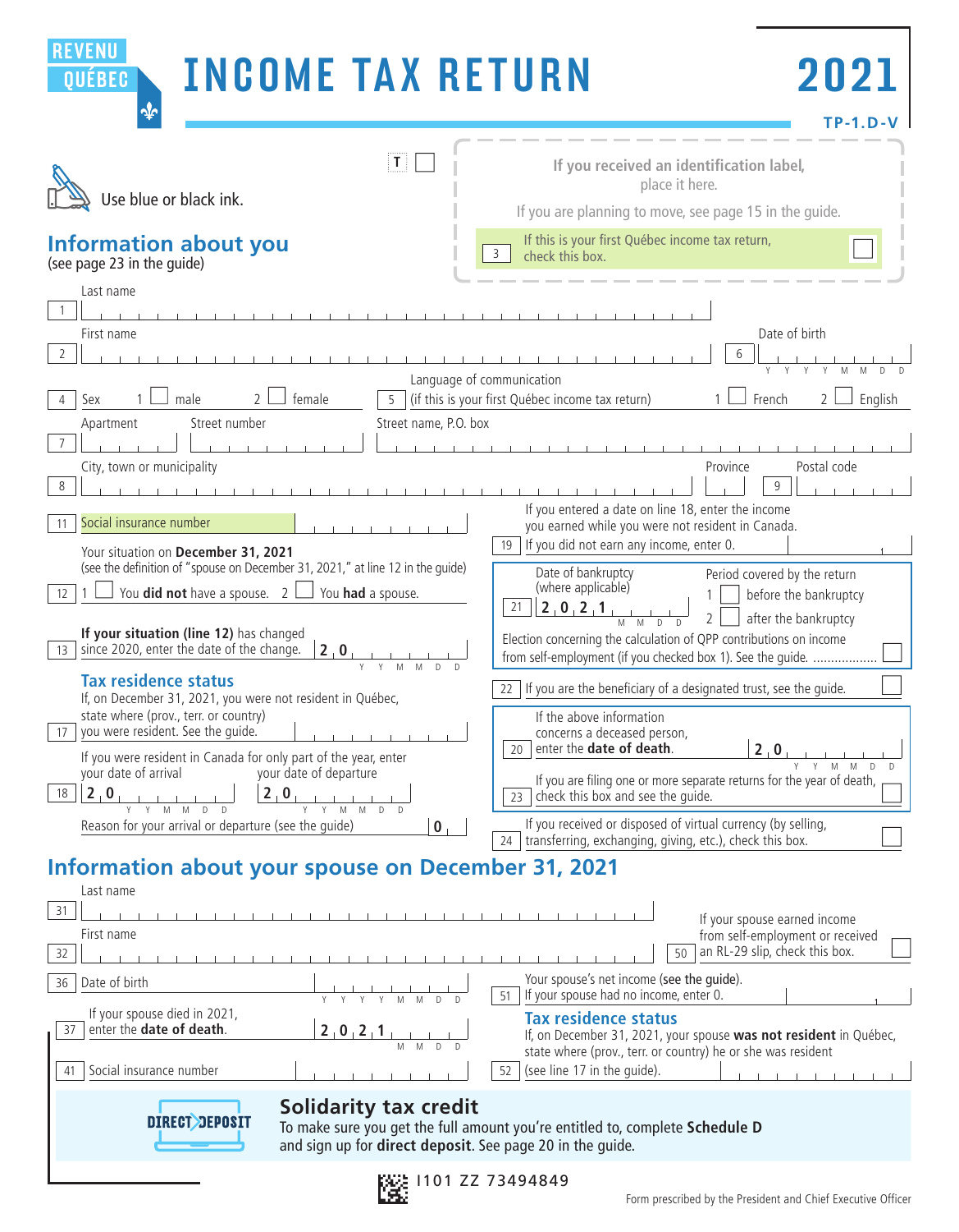REVENU QUÉBEC

# INCOME TAX RETURN

# 2021

TP-1.D-V

T

Use blue or black ink.

If you received an identification label, place it here.

If you are planning to move, see page 15 in the guide.

3 If this is your first Québec income tax return, check this box.

## Information about you

(see page 23 in the guide)

1 Last name

2 First name

6 Date of birth Y Y Y Y M M D D

4 Sex 1 male 2 female

5 Language of communication (if this is your first Québec income tax return) 1 French 2 English

7 Apartment Street number Street name, P.O. box

8 City, town or municipality

9 Province Postal code

11 Social insurance number

Your situation on **December 31, 2021**

(see the definition of "spouse on December 31, 2021," at line 12 in the guide)

12 1 You **did not** have a spouse. 2 You **had** a spouse.

13 **If your situation (line 12)** has changed since 2020, enter the date of the change. 2 0 Y Y M M D D

### Tax residence status

17 If, on December 31, 2021, you were not resident in Québec, state where (prov., terr. or country) you were resident. See the guide.

18 If you were resident in Canada for only part of the year, enter your date of arrival 2 0 Y Y M M D D your date of departure 2 0 Y Y M M D D

Reason for your arrival or departure (see the guide) 0

19 If you entered a date on line 18, enter the income you earned while you were not resident in Canada. If you did not earn any income, enter 0.

21 Date of bankruptcy (where applicable) 2 0 2 1 M M D D

Period covered by the return 1 before the bankruptcy 2 after the bankruptcy

Election concerning the calculation of QPP contributions on income from self-employment (if you checked box 1). See the guide.

22 If you are the beneficiary of a designated trust, see the guide.

20 If the above information concerns a deceased person, enter the **date of death**. 2 0 Y Y M M D D

23 If you are filing one or more separate returns for the year of death, check this box and see the guide.

24 If you received or disposed of virtual currency (by selling, transferring, exchanging, giving, etc.), check this box.

## Information about your spouse on December 31, 2021

31 Last name

32 First name

50 If your spouse earned income from self-employment or received an RL-29 slip, check this box.

36 Date of birth Y Y Y Y M M D D

51 Your spouse's net income (see the guide). If your spouse had no income, enter 0.

37 If your spouse died in 2021, enter the **date of death**. 2 0 2 1 M M D D

### Tax residence status

52 If, on December 31, 2021, your spouse **was not resident** in Québec, state where (prov., terr. or country) he or she was resident (see line 17 in the guide).

41 Social insurance number

DIRECT DEPOSIT

## Solidarity tax credit

To make sure you get the full amount you're entitled to, complete **Schedule D** and sign up for **direct deposit**. See page 20 in the guide.

I101 ZZ 73494849

Form prescribed by the President and Chief Executive Officer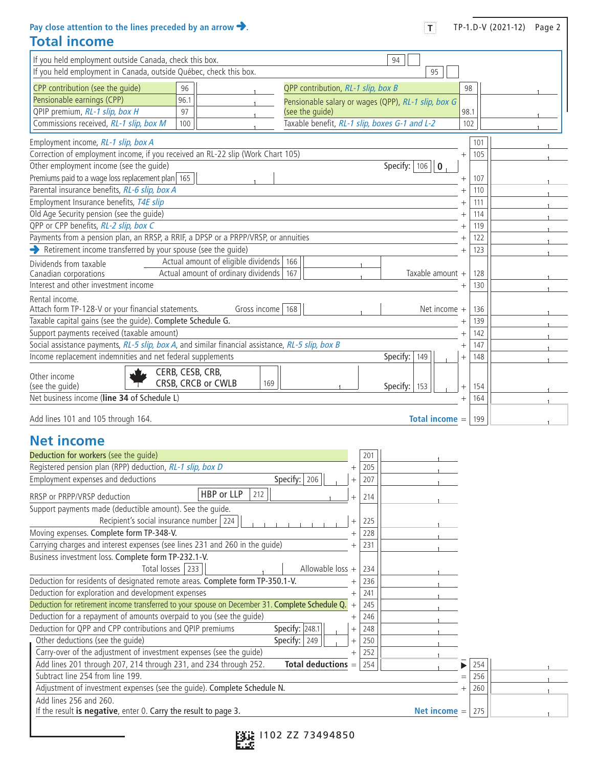Pay close attention to the lines preceded by an arrow ➔.

TP-1.D-V (2021-12) Page 2

## Total income

| | | | | | |
|---|---|---|---|---|---|
| If you held employment outside Canada, check this box. | | | 94 | | |
| If you held employment in Canada, outside Québec, check this box. | | | 95 | | |
| CPP contribution (see the guide) | 96 | | QPP contribution, *RL-1 slip, box B* | 98 | |
| Pensionable earnings (CPP) | 96.1 | | Pensionable salary or wages (QPP), *RL-1 slip, box G* (see the guide) | 98.1 | |
| QPIP premium, *RL-1 slip, box H* | 97 | | | | |
| Commissions received, *RL-1 slip, box M* | 100 | | Taxable benefit, *RL-1 slip, boxes G-1 and L-2* | 102 | |

| Description | | Line | Amount |
|---|---|---|---|
| Employment income, *RL-1 slip, box A* | | 101 | |
| Correction of employment income, if you received an RL-22 slip (Work Chart 105) | + | 105 | |
| Other employment income (see the guide) Specify: 106 0 | | | |
| Premiums paid to a wage loss replacement plan 165 | + | 107 | |
| Parental insurance benefits, *RL-6 slip, box A* | + | 110 | |
| Employment Insurance benefits, *T4E slip* | + | 111 | |
| Old Age Security pension (see the guide) | + | 114 | |
| QPP or CPP benefits, *RL-2 slip, box C* | + | 119 | |
| Payments from a pension plan, an RRSP, a RRIF, a DPSP or a PRPP/VRSP, or annuities | + | 122 | |
| ➔ Retirement income transferred by your spouse (see the guide) | + | 123 | |
| Dividends from taxable Canadian corporations — Actual amount of eligible dividends 166; Actual amount of ordinary dividends 167; Taxable amount | + | 128 | |
| Interest and other investment income | + | 130 | |
| Rental income. Attach form TP-128-V or your financial statements. Gross income 168; Net income | + | 136 | |
| Taxable capital gains (see the guide). **Complete Schedule G.** | + | 139 | |
| Support payments received (taxable amount) | + | 142 | |
| Social assistance payments, *RL-5 slip, box A*, and similar financial assistance, *RL-5 slip, box B* | + | 147 | |
| Income replacement indemnities and net federal supplements Specify: 149 | + | 148 | |
| Other income (see the guide) — CERB, CESB, CRB, CRSB, CRCB or CWLB 169; Specify: 153 | + | 154 | |
| Net business income (**line 34** of Schedule L) | + | 164 | |
| Add lines 101 and 105 through 164. **Total income** | = | 199 | |

## Net income

| Description | | Line | Amount | | Line | Amount |
|---|---|---|---|---|---|---|
| Deduction for workers (see the guide) | | 201 | | | | |
| Registered pension plan (RPP) deduction, *RL-1 slip, box D* | + | 205 | | | | |
| Employment expenses and deductions Specify: 206 | + | 207 | | | | |
| RRSP or PRPP/VRSP deduction — HBP or LLP 212 | + | 214 | | | | |
| Support payments made (deductible amount). See the guide. Recipient's social insurance number 224 | + | 225 | | | | |
| Moving expenses. **Complete form TP-348-V.** | + | 228 | | | | |
| Carrying charges and interest expenses (see lines 231 and 260 in the guide) | + | 231 | | | | |
| Business investment loss. **Complete form TP-232.1-V.** Total losses 233; Allowable loss | + | 234 | | | | |
| Deduction for residents of designated remote areas. **Complete form TP-350.1-V.** | + | 236 | | | | |
| Deduction for exploration and development expenses | + | 241 | | | | |
| Deduction for retirement income transferred to your spouse on December 31. **Complete Schedule Q.** | + | 245 | | | | |
| Deduction for a repayment of amounts overpaid to you (see the guide) | + | 246 | | | | |
| Deduction for QPP and CPP contributions and QPIP premiums Specify: 248.1 | + | 248 | | | | |
| Other deductions (see the guide) Specify: 249 | + | 250 | | | | |
| Carry-over of the adjustment of investment expenses (see the guide) | + | 252 | | | | |
| Add lines 201 through 207, 214 through 231, and 234 through 252. **Total deductions** | = | 254 | | ▶ | 254 | |
| Subtract line 254 from line 199. | | | | = | 256 | |
| Adjustment of investment expenses (see the guide). **Complete Schedule N.** | | | | + | 260 | |
| Add lines 256 and 260. If the result **is negative**, enter 0. Carry the result to page 3. **Net income** | | | | = | 275 | |

I102 ZZ 73494850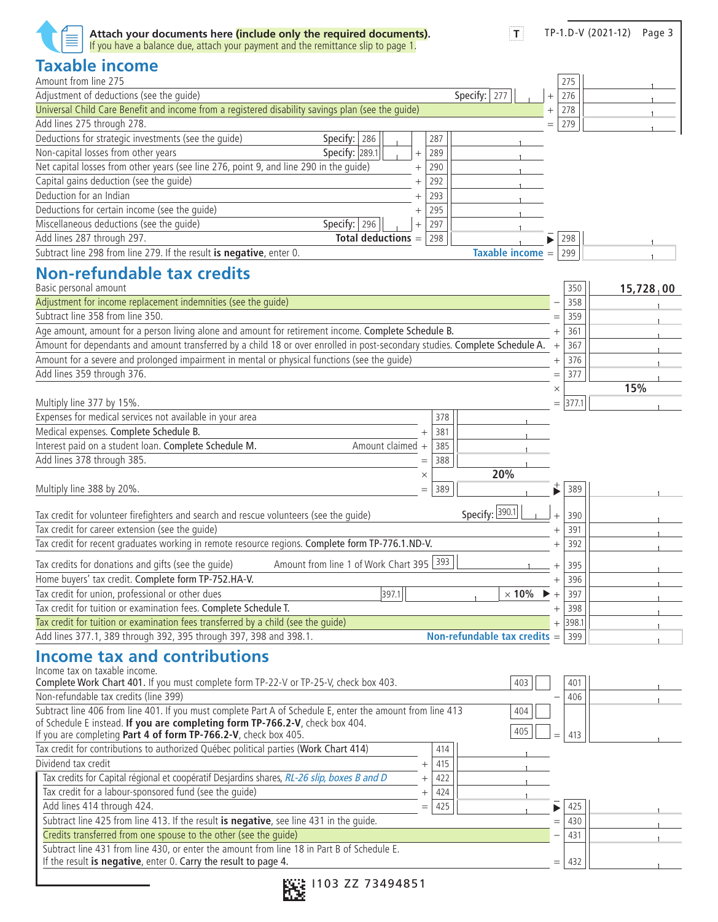**Attach your documents here (include only the required documents).**
If you have a balance due, attach your payment and the remittance slip to page 1.

T TP-1.D-V (2021-12)

## Taxable income

| Description | | | Line | Amount |
|---|---|---|---|---|
| Amount from line 275 | | | 275 | |
| Adjustment of deductions (see the guide) | Specify: 277 | + | 276 | |
| Universal Child Care Benefit and income from a registered disability savings plan (see the guide) | | + | 278 | |
| Add lines 275 through 278. | | = | 279 | |

| Description | | | Line | Amount |
|---|---|---|---|---|
| Deductions for strategic investments (see the guide) | Specify: 286 | | 287 | |
| Non-capital losses from other years | Specify: 289.1 | + | 289 | |
| Net capital losses from other years (see line 276, point 9, and line 290 in the guide) | | + | 290 | |
| Capital gains deduction (see the guide) | | + | 292 | |
| Deduction for an Indian | | + | 293 | |
| Deductions for certain income (see the guide) | | + | 295 | |
| Miscellaneous deductions (see the guide) | Specify: 296 | + | 297 | |
| Add lines 287 through 297. | **Total deductions** | = | 298 | ▶ − 298 |
| Subtract line 298 from line 279. If the result **is negative**, enter 0. | **Taxable income** | = | 299 | |

## Non-refundable tax credits

| Description | | Line | Amount |
|---|---|---|---|
| Basic personal amount | | 350 | 15,728 00 |
| Adjustment for income replacement indemnities (see the guide) | − | 358 | |
| Subtract line 358 from line 350. | = | 359 | |
| Age amount, amount for a person living alone and amount for retirement income. Complete Schedule B. | + | 361 | |
| Amount for dependants and amount transferred by a child 18 or over enrolled in post-secondary studies. Complete Schedule A. | + | 367 | |
| Amount for a severe and prolonged impairment in mental or physical functions (see the guide) | + | 376 | |
| Add lines 359 through 376. | = | 377 | |
| | × | | 15% |
| Multiply line 377 by 15%. | = | 377.1 | |

| Description | | | Line | Amount |
|---|---|---|---|---|
| Expenses for medical services not available in your area | | | 378 | |
| Medical expenses. Complete Schedule B. | | + | 381 | |
| Interest paid on a student loan. Complete Schedule M. | Amount claimed | + | 385 | |
| Add lines 378 through 385. | | = | 388 | |
| | | × | | 20% |
| Multiply line 388 by 20%. | | = | 389 | ▶ + 389 |

| Description | | Line | Amount |
|---|---|---|---|
| Tax credit for volunteer firefighters and search and rescue volunteers (see the guide) Specify: 390.1 | + | 390 | |
| Tax credit for career extension (see the guide) | + | 391 | |
| Tax credit for recent graduates working in remote resource regions. Complete form TP-776.1.ND-V. | + | 392 | |
| Tax credits for donations and gifts (see the guide) Amount from line 1 of Work Chart 395: 393 | + | 395 | |
| Home buyers' tax credit. Complete form TP-752.HA-V. | + | 396 | |
| Tax credit for union, professional or other dues 397.1 × 10% ▶ | + | 397 | |
| Tax credit for tuition or examination fees. Complete Schedule T. | + | 398 | |
| Tax credit for tuition or examination fees transferred by a child (see the guide) | + | 398.1 | |
| Add lines 377.1, 389 through 392, 395 through 397, 398 and 398.1. **Non-refundable tax credits** | = | 399 | |

## Income tax and contributions

| Description | | | Line | Amount |
|---|---|---|---|---|
| Income tax on taxable income. Complete Work Chart 401. If you must complete form TP-22-V or TP-25-V, check box 403. | 403 ☐ | | 401 | |
| Non-refundable tax credits (line 399) | | − | 406 | |
| Subtract line 406 from line 401. If you must complete Part A of Schedule E, enter the amount from line 413 of Schedule E instead. **If you are completing form TP-766.2-V**, check box 404. If you are completing **Part 4 of form TP-766.2-V**, check box 405. | 404 ☐ 405 ☐ | = | 413 | |

| Description | | Line | Amount |
|---|---|---|---|
| Tax credit for contributions to authorized Québec political parties (Work Chart 414) | | 414 | |
| Dividend tax credit | + | 415 | |
| Tax credits for Capital régional et coopératif Desjardins shares, *RL-26 slip, boxes B and D* | + | 422 | |
| Tax credit for a labour-sponsored fund (see the guide) | + | 424 | |
| Add lines 414 through 424. | = | 425 | ▶ − 425 |

| Description | | Line | Amount |
|---|---|---|---|
| Subtract line 425 from line 413. If the result **is negative**, see line 431 in the guide. | = | 430 | |
| Credits transferred from one spouse to the other (see the guide) | − | 431 | |
| Subtract line 431 from line 430, or enter the amount from line 18 in Part B of Schedule E. If the result **is negative**, enter 0. Carry the result to page 4. | = | 432 | |

I103 ZZ 73494851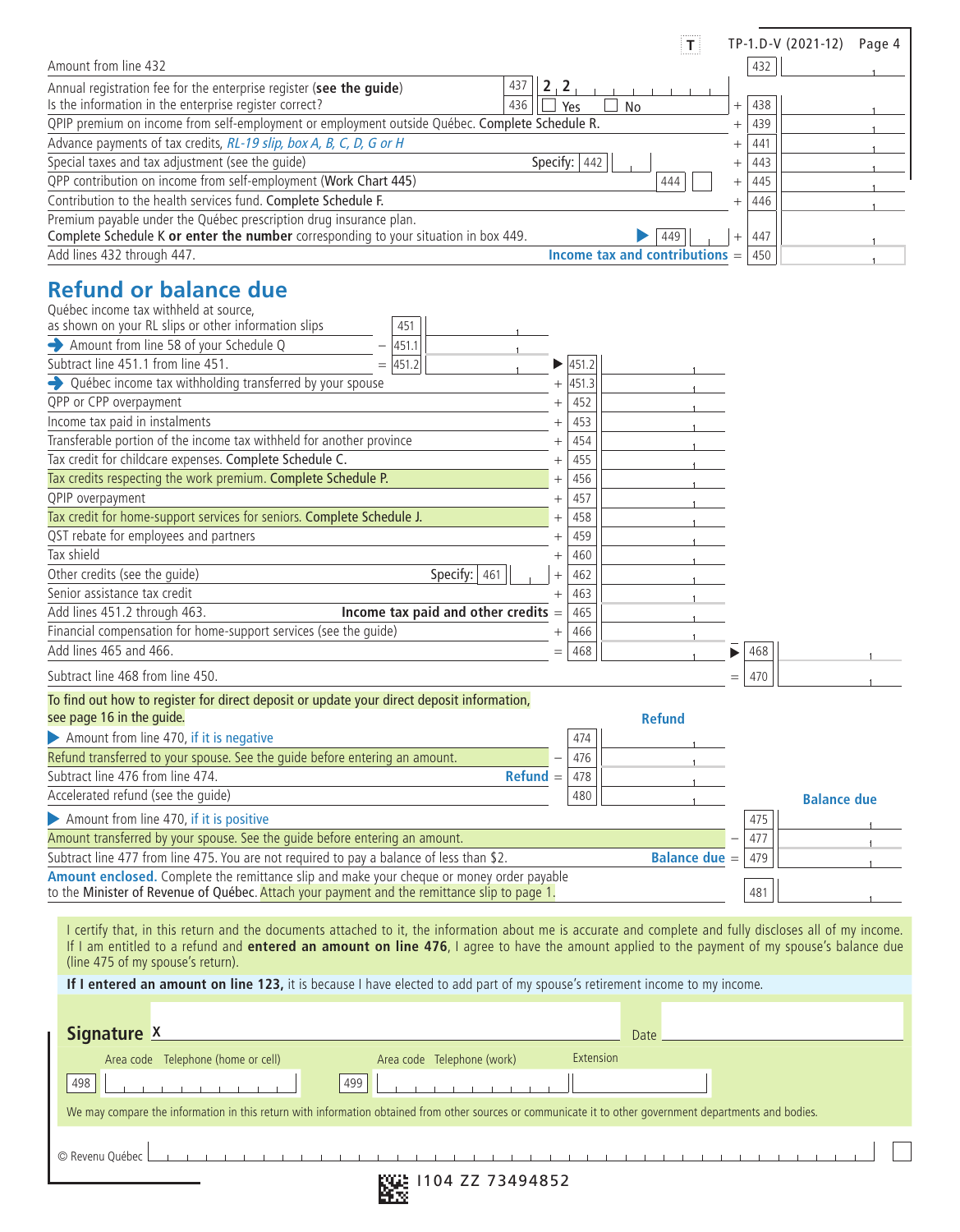T TP-1.D-V (2021-12)

| | | | |
|---|---|---|---|
| Amount from line 432 | | | 432 |
| Annual registration fee for the enterprise register (**see the guide**) | 437 2 2 | | |
| Is the information in the enterprise register correct? | 436 ☐ Yes ☐ No | + | 438 |
| QPIP premium on income from self-employment or employment outside Québec. **Complete Schedule R.** | | + | 439 |
| Advance payments of tax credits, *RL-19 slip, box A, B, C, D, G or H* | | + | 441 |
| Special taxes and tax adjustment (see the guide) | Specify: 442 | + | 443 |
| QPP contribution on income from self-employment (**Work Chart 445**) | 444 | + | 445 |
| Contribution to the health services fund. **Complete Schedule F.** | | + | 446 |
| Premium payable under the Québec prescription drug insurance plan. **Complete Schedule K or enter the number** corresponding to your situation in box 449. | 449 | + | 447 |
| Add lines 432 through 447. | **Income tax and contributions** | = | 450 |

## Refund or balance due

| | | | | |
|---|---|---|---|---|
| Québec income tax withheld at source, as shown on your RL slips or other information slips | 451 | | | |
| Amount from line 58 of your Schedule Q | − 451.1 | | | |
| Subtract line 451.1 from line 451. | = 451.2 | | 451.2 | |
| Québec income tax withholding transferred by your spouse | | + | 451.3 | |
| QPP or CPP overpayment | | + | 452 | |
| Income tax paid in instalments | | + | 453 | |
| Transferable portion of the income tax withheld for another province | | + | 454 | |
| Tax credit for childcare expenses. **Complete Schedule C.** | | + | 455 | |
| Tax credits respecting the work premium. **Complete Schedule P.** | | + | 456 | |
| QPIP overpayment | | + | 457 | |
| Tax credit for home-support services for seniors. **Complete Schedule J.** | | + | 458 | |
| QST rebate for employees and partners | | + | 459 | |
| Tax shield | | + | 460 | |
| Other credits (see the guide) | Specify: 461 | + | 462 | |
| Senior assistance tax credit | | + | 463 | |
| Add lines 451.2 through 463. | **Income tax paid and other credits** | = | 465 | |
| Financial compensation for home-support services (see the guide) | | + | 466 | |
| Add lines 465 and 466. | | = | 468 | 468 |
| Subtract line 468 from line 450. | | | = | 470 |

To find out how to register for direct deposit or update your direct deposit information, see page 16 in the guide.

| | | | **Refund** | **Balance due** |
|---|---|---|---|---|
| Amount from line 470, *if it is negative* | | | 474 | |
| Refund transferred to your spouse. See the guide before entering an amount. | | − | 476 | |
| Subtract line 476 from line 474. | **Refund** | = | 478 | |
| Accelerated refund (see the guide) | | | 480 | |
| Amount from line 470, *if it is positive* | | | | 475 |
| Amount transferred by your spouse. See the guide before entering an amount. | | | − | 477 |
| Subtract line 477 from line 475. You are not required to pay a balance of less than $2. | **Balance due** | | = | 479 |
| **Amount enclosed.** Complete the remittance slip and make your cheque or money order payable to the Minister of Revenue of Québec. Attach your payment and the remittance slip to page 1. | | | | 481 |

I certify that, in this return and the documents attached to it, the information about me is accurate and complete and fully discloses all of my income. If I am entitled to a refund and **entered an amount on line 476**, I agree to have the amount applied to the payment of my spouse's balance due (line 475 of my spouse's return).

**If I entered an amount on line 123,** it is because I have elected to add part of my spouse's retirement income to my income.

**Signature** X Date

498 Area code Telephone (home or cell) 499 Area code Telephone (work) Extension

We may compare the information in this return with information obtained from other sources or communicate it to other government departments and bodies.

© Revenu Québec

I104 ZZ 73494852